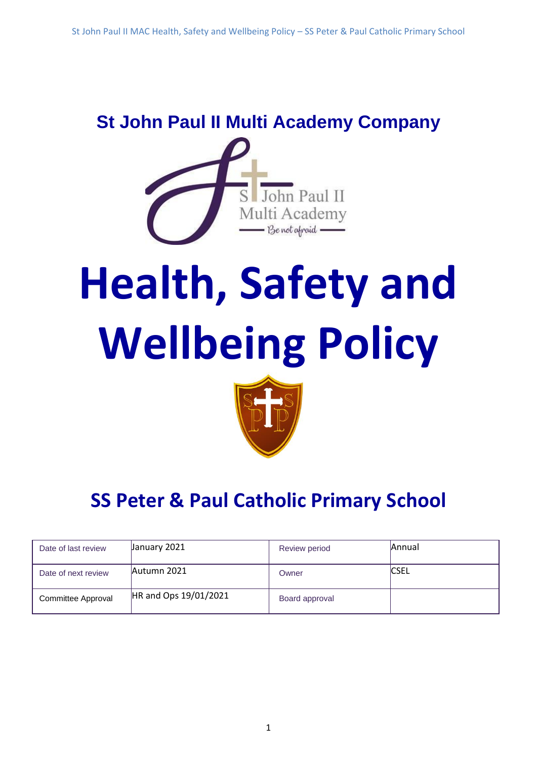## St John Paul II Multi Academy Company

# Health, Safety and Wellbeing Policy

## SS Peter & Paul Catholic Primary School

| | | | |
|---|---|---|---|
| Date of last review | January 2021 | Review period | Annual |
| Date of next review | Autumn 2021 | Owner | CSEL |
| Committee Approval | HR and Ops 19/01/2021 | Board approval | |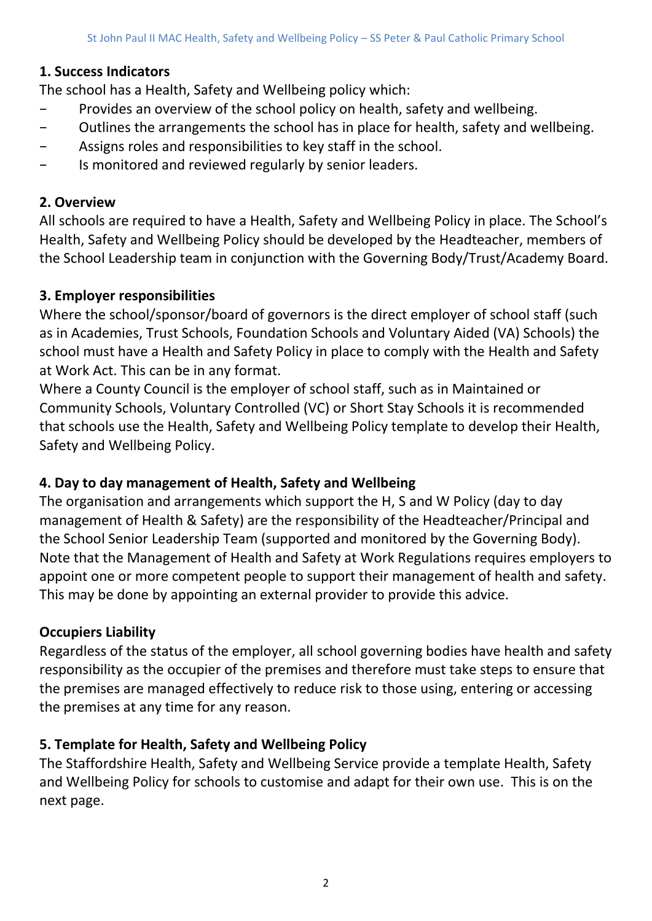## 1. Success Indicators

The school has a Health, Safety and Wellbeing policy which:

- Provides an overview of the school policy on health, safety and wellbeing.
- Outlines the arrangements the school has in place for health, safety and wellbeing.
- Assigns roles and responsibilities to key staff in the school.
- Is monitored and reviewed regularly by senior leaders.

## 2. Overview

All schools are required to have a Health, Safety and Wellbeing Policy in place. The School's Health, Safety and Wellbeing Policy should be developed by the Headteacher, members of the School Leadership team in conjunction with the Governing Body/Trust/Academy Board.

## 3. Employer responsibilities

Where the school/sponsor/board of governors is the direct employer of school staff (such as in Academies, Trust Schools, Foundation Schools and Voluntary Aided (VA) Schools) the school must have a Health and Safety Policy in place to comply with the Health and Safety at Work Act. This can be in any format.

Where a County Council is the employer of school staff, such as in Maintained or Community Schools, Voluntary Controlled (VC) or Short Stay Schools it is recommended that schools use the Health, Safety and Wellbeing Policy template to develop their Health, Safety and Wellbeing Policy.

## 4. Day to day management of Health, Safety and Wellbeing

The organisation and arrangements which support the H, S and W Policy (day to day management of Health & Safety) are the responsibility of the Headteacher/Principal and the School Senior Leadership Team (supported and monitored by the Governing Body). Note that the Management of Health and Safety at Work Regulations requires employers to appoint one or more competent people to support their management of health and safety. This may be done by appointing an external provider to provide this advice.

### Occupiers Liability

Regardless of the status of the employer, all school governing bodies have health and safety responsibility as the occupier of the premises and therefore must take steps to ensure that the premises are managed effectively to reduce risk to those using, entering or accessing the premises at any time for any reason.

## 5. Template for Health, Safety and Wellbeing Policy

The Staffordshire Health, Safety and Wellbeing Service provide a template Health, Safety and Wellbeing Policy for schools to customise and adapt for their own use. This is on the next page.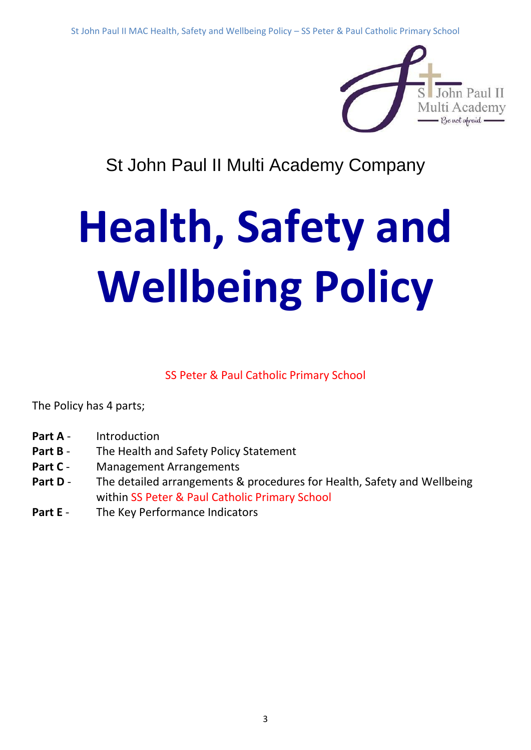St John Paul II Multi Academy Company

# Health, Safety and Wellbeing Policy

SS Peter & Paul Catholic Primary School

The Policy has 4 parts;

- **Part A** - Introduction
- **Part B** - The Health and Safety Policy Statement
- **Part C** - Management Arrangements
- **Part D** - The detailed arrangements & procedures for Health, Safety and Wellbeing within SS Peter & Paul Catholic Primary School
- **Part E** - The Key Performance Indicators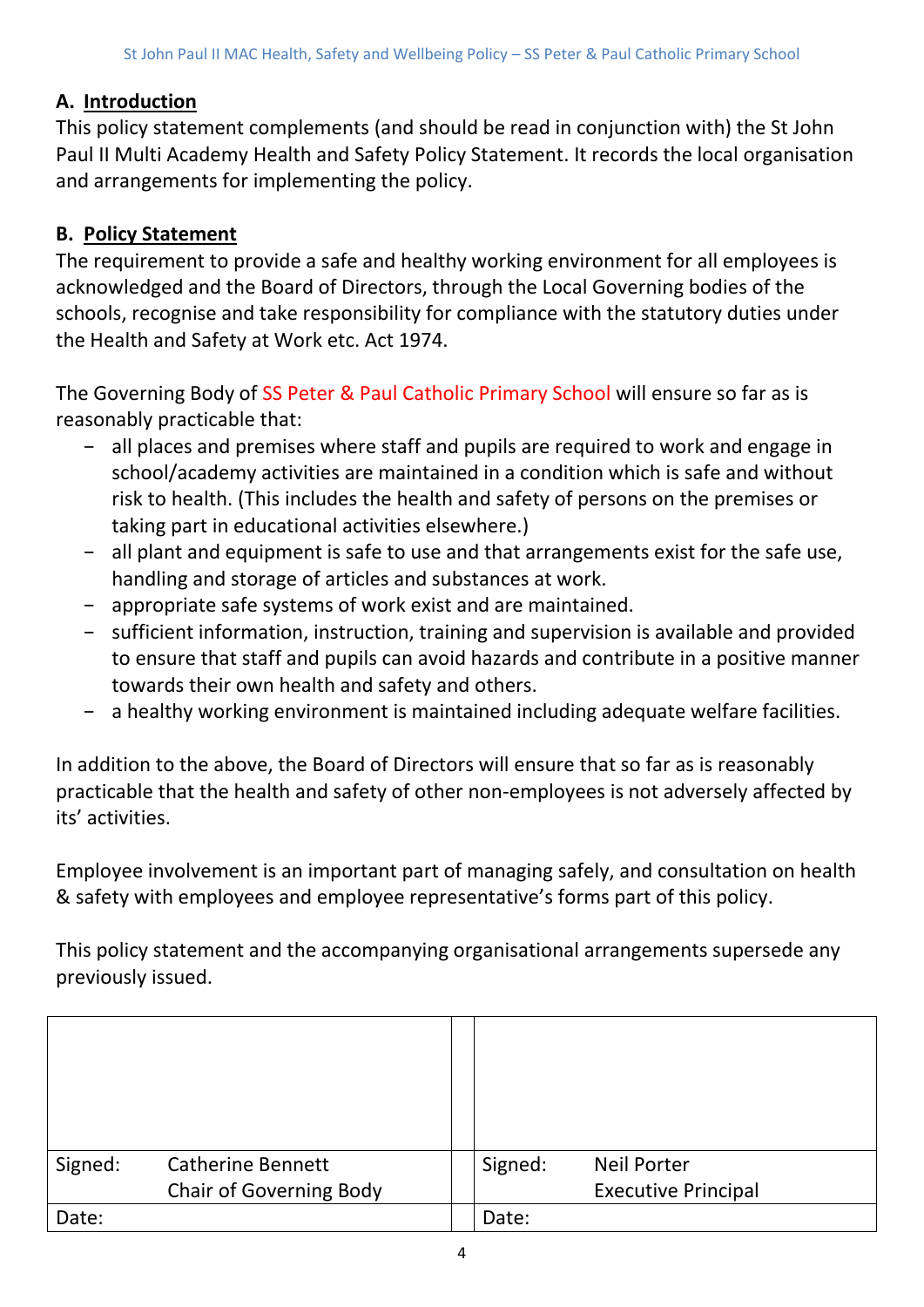## A. Introduction

This policy statement complements (and should be read in conjunction with) the St John Paul II Multi Academy Health and Safety Policy Statement. It records the local organisation and arrangements for implementing the policy.

## B. Policy Statement

The requirement to provide a safe and healthy working environment for all employees is acknowledged and the Board of Directors, through the Local Governing bodies of the schools, recognise and take responsibility for compliance with the statutory duties under the Health and Safety at Work etc. Act 1974.

The Governing Body of SS Peter & Paul Catholic Primary School will ensure so far as is reasonably practicable that:

- all places and premises where staff and pupils are required to work and engage in school/academy activities are maintained in a condition which is safe and without risk to health. (This includes the health and safety of persons on the premises or taking part in educational activities elsewhere.)
- all plant and equipment is safe to use and that arrangements exist for the safe use, handling and storage of articles and substances at work.
- appropriate safe systems of work exist and are maintained.
- sufficient information, instruction, training and supervision is available and provided to ensure that staff and pupils can avoid hazards and contribute in a positive manner towards their own health and safety and others.
- a healthy working environment is maintained including adequate welfare facilities.

In addition to the above, the Board of Directors will ensure that so far as is reasonably practicable that the health and safety of other non-employees is not adversely affected by its' activities.

Employee involvement is an important part of managing safely, and consultation on health & safety with employees and employee representative's forms part of this policy.

This policy statement and the accompanying organisational arrangements supersede any previously issued.

| | | | | |
|---|---|---|---|---|
| Signed: | Catherine Bennett<br>Chair of Governing Body | | Signed: | Neil Porter<br>Executive Principal |
| Date: | | | Date: | |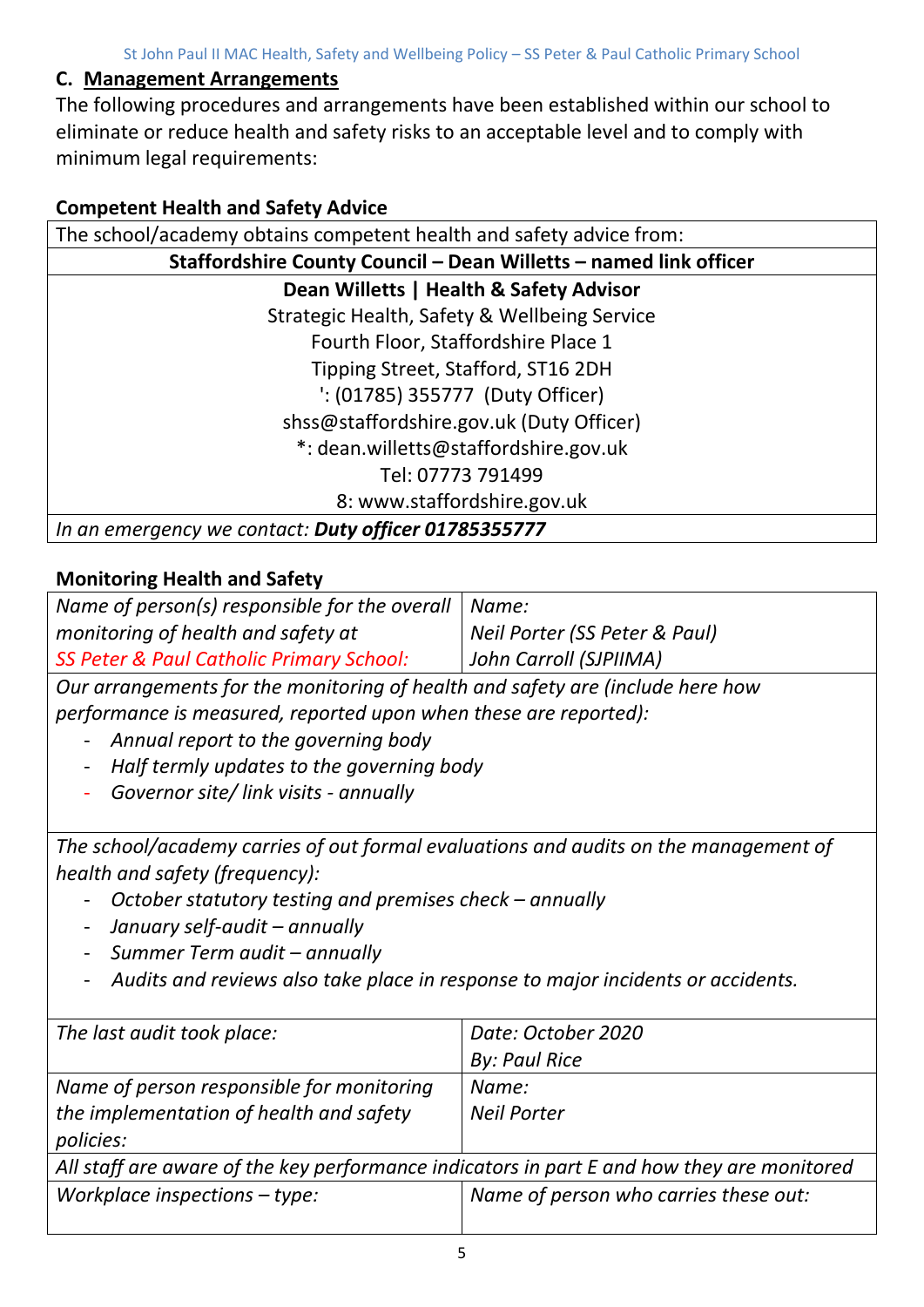## C. Management Arrangements

The following procedures and arrangements have been established within our school to eliminate or reduce health and safety risks to an acceptable level and to comply with minimum legal requirements:

### Competent Health and Safety Advice

| The school/academy obtains competent health and safety advice from: |
|---|
| **Staffordshire County Council – Dean Willetts – named link officer** |
| **Dean Willetts \| Health & Safety Advisor**<br>Strategic Health, Safety & Wellbeing Service<br>Fourth Floor, Staffordshire Place 1<br>Tipping Street, Stafford, ST16 2DH<br>': (01785) 355777 (Duty Officer)<br>shss@staffordshire.gov.uk (Duty Officer)<br>*: dean.willetts@staffordshire.gov.uk<br>Tel: 07773 791499<br>8: www.staffordshire.gov.uk |
| *In an emergency we contact:* ***Duty officer 01785355777*** |

### Monitoring Health and Safety

| | |
|---|---|
| *Name of person(s) responsible for the overall monitoring of health and safety at SS Peter & Paul Catholic Primary School:* | *Name:*<br>*Neil Porter (SS Peter & Paul)*<br>*John Carroll (SJPIIMA)* |
| *Our arrangements for the monitoring of health and safety are (include here how performance is measured, reported upon when these are reported):*<br>- *Annual report to the governing body*<br>- *Half termly updates to the governing body*<br>- *Governor site/ link visits - annually* | |
| *The school/academy carries of out formal evaluations and audits on the management of health and safety (frequency):*<br>- *October statutory testing and premises check – annually*<br>- *January self-audit – annually*<br>- *Summer Term audit – annually*<br>- *Audits and reviews also take place in response to major incidents or accidents.* | |
| *The last audit took place:* | *Date: October 2020*<br>*By: Paul Rice* |
| *Name of person responsible for monitoring the implementation of health and safety policies:* | *Name:*<br>*Neil Porter* |
| *All staff are aware of the key performance indicators in part E and how they are monitored* | |
| *Workplace inspections – type:* | *Name of person who carries these out:* |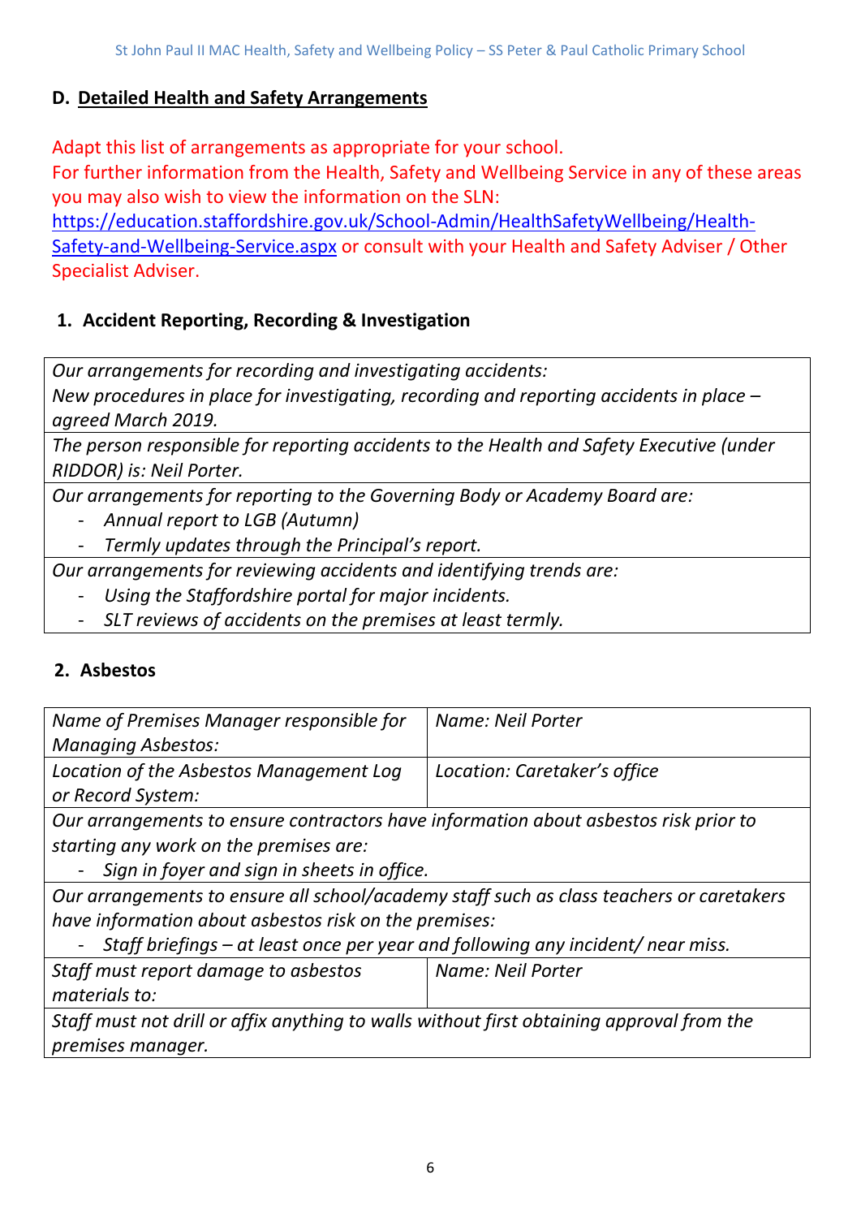## D. Detailed Health and Safety Arrangements

Adapt this list of arrangements as appropriate for your school.
For further information from the Health, Safety and Wellbeing Service in any of these areas you may also wish to view the information on the SLN: [https://education.staffordshire.gov.uk/School-Admin/HealthSafetyWellbeing/Health-Safety-and-Wellbeing-Service.aspx](https://education.staffordshire.gov.uk/School-Admin/HealthSafetyWellbeing/Health-Safety-and-Wellbeing-Service.aspx) or consult with your Health and Safety Adviser / Other Specialist Adviser.

### 1. Accident Reporting, Recording & Investigation

| |
|---|
| *Our arrangements for recording and investigating accidents:*<br>*New procedures in place for investigating, recording and reporting accidents in place – agreed March 2019.* |
| *The person responsible for reporting accidents to the Health and Safety Executive (under RIDDOR) is: Neil Porter.* |
| *Our arrangements for reporting to the Governing Body or Academy Board are:*<br>- *Annual report to LGB (Autumn)*<br>- *Termly updates through the Principal's report.* |
| *Our arrangements for reviewing accidents and identifying trends are:*<br>- *Using the Staffordshire portal for major incidents.*<br>- *SLT reviews of accidents on the premises at least termly.* |

### 2. Asbestos

| | |
|---|---|
| *Name of Premises Manager responsible for Managing Asbestos:* | *Name: Neil Porter* |
| *Location of the Asbestos Management Log or Record System:* | *Location: Caretaker's office* |
| *Our arrangements to ensure contractors have information about asbestos risk prior to starting any work on the premises are:*<br>- *Sign in foyer and sign in sheets in office.* | |
| *Our arrangements to ensure all school/academy staff such as class teachers or caretakers have information about asbestos risk on the premises:*<br>- *Staff briefings – at least once per year and following any incident/ near miss.* | |
| *Staff must report damage to asbestos materials to:* | *Name: Neil Porter* |
| *Staff must not drill or affix anything to walls without first obtaining approval from the premises manager.* | |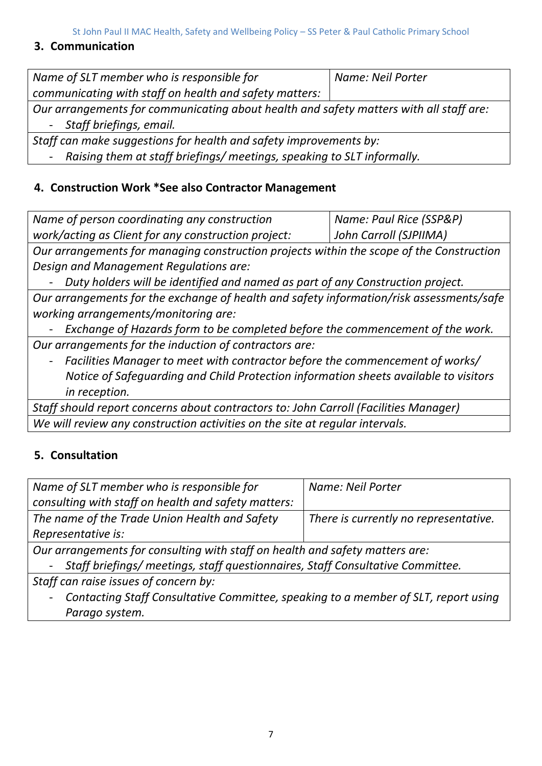## 3. Communication

| | |
|---|---|
| *Name of SLT member who is responsible for communicating with staff on health and safety matters:* | *Name: Neil Porter* |
| *Our arrangements for communicating about health and safety matters with all staff are:*<br>- *Staff briefings, email.* | |
| *Staff can make suggestions for health and safety improvements by:*<br>- *Raising them at staff briefings/ meetings, speaking to SLT informally.* | |

## 4. Construction Work *See also Contractor Management

| | |
|---|---|
| *Name of person coordinating any construction work/acting as Client for any construction project:* | *Name: Paul Rice (SSP&P)*<br>*John Carroll (SJPIIMA)* |
| *Our arrangements for managing construction projects within the scope of the Construction Design and Management Regulations are:*<br>- *Duty holders will be identified and named as part of any Construction project.* | |
| *Our arrangements for the exchange of health and safety information/risk assessments/safe working arrangements/monitoring are:*<br>- *Exchange of Hazards form to be completed before the commencement of the work.* | |
| *Our arrangements for the induction of contractors are:*<br>- *Facilities Manager to meet with contractor before the commencement of works/ Notice of Safeguarding and Child Protection information sheets available to visitors in reception.* | |
| *Staff should report concerns about contractors to: John Carroll (Facilities Manager)* | |
| *We will review any construction activities on the site at regular intervals.* | |

## 5. Consultation

| | |
|---|---|
| *Name of SLT member who is responsible for consulting with staff on health and safety matters:* | *Name: Neil Porter* |
| *The name of the Trade Union Health and Safety Representative is:* | *There is currently no representative.* |
| *Our arrangements for consulting with staff on health and safety matters are:*<br>- *Staff briefings/ meetings, staff questionnaires, Staff Consultative Committee.* | |
| *Staff can raise issues of concern by:*<br>- *Contacting Staff Consultative Committee, speaking to a member of SLT, report using Parago system.* | |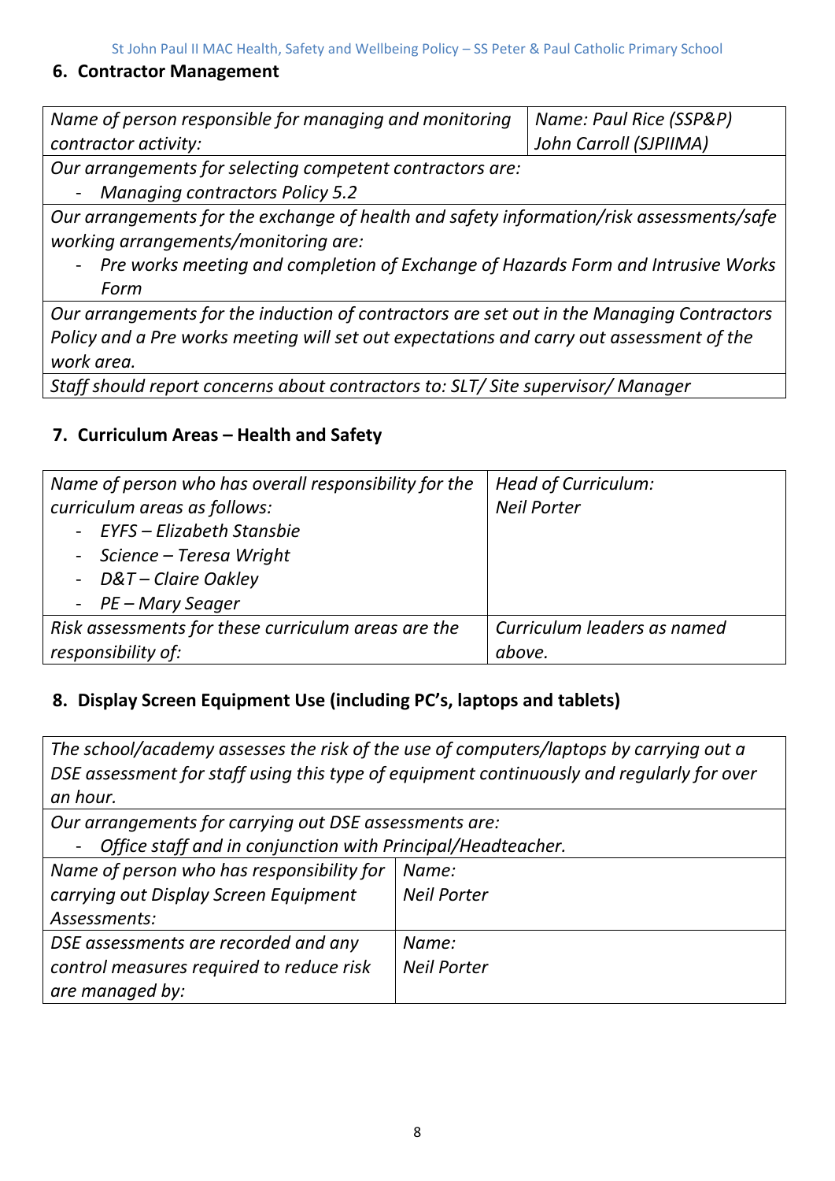## 6. Contractor Management

| | |
|---|---|
| *Name of person responsible for managing and monitoring contractor activity:* | *Name: Paul Rice (SSP&P)* *John Carroll (SJPIIMA)* |
| *Our arrangements for selecting competent contractors are:* <br> - *Managing contractors Policy 5.2* | |
| *Our arrangements for the exchange of health and safety information/risk assessments/safe working arrangements/monitoring are:* <br> - *Pre works meeting and completion of Exchange of Hazards Form and Intrusive Works Form* | |
| *Our arrangements for the induction of contractors are set out in the Managing Contractors Policy and a Pre works meeting will set out expectations and carry out assessment of the work area.* | |
| *Staff should report concerns about contractors to: SLT/ Site supervisor/ Manager* | |

## 7. Curriculum Areas – Health and Safety

| | |
|---|---|
| *Name of person who has overall responsibility for the curriculum areas as follows:* <br> - *EYFS – Elizabeth Stansbie* <br> - *Science – Teresa Wright* <br> - *D&T – Claire Oakley* <br> - *PE – Mary Seager* | *Head of Curriculum:* *Neil Porter* |
| *Risk assessments for these curriculum areas are the responsibility of:* | *Curriculum leaders as named above.* |

## 8. Display Screen Equipment Use (including PC's, laptops and tablets)

| | |
|---|---|
| *The school/academy assesses the risk of the use of computers/laptops by carrying out a DSE assessment for staff using this type of equipment continuously and regularly for over an hour.* | |
| *Our arrangements for carrying out DSE assessments are:* <br> - *Office staff and in conjunction with Principal/Headteacher.* | |
| *Name of person who has responsibility for carrying out Display Screen Equipment Assessments:* | *Name:* *Neil Porter* |
| *DSE assessments are recorded and any control measures required to reduce risk are managed by:* | *Name:* *Neil Porter* |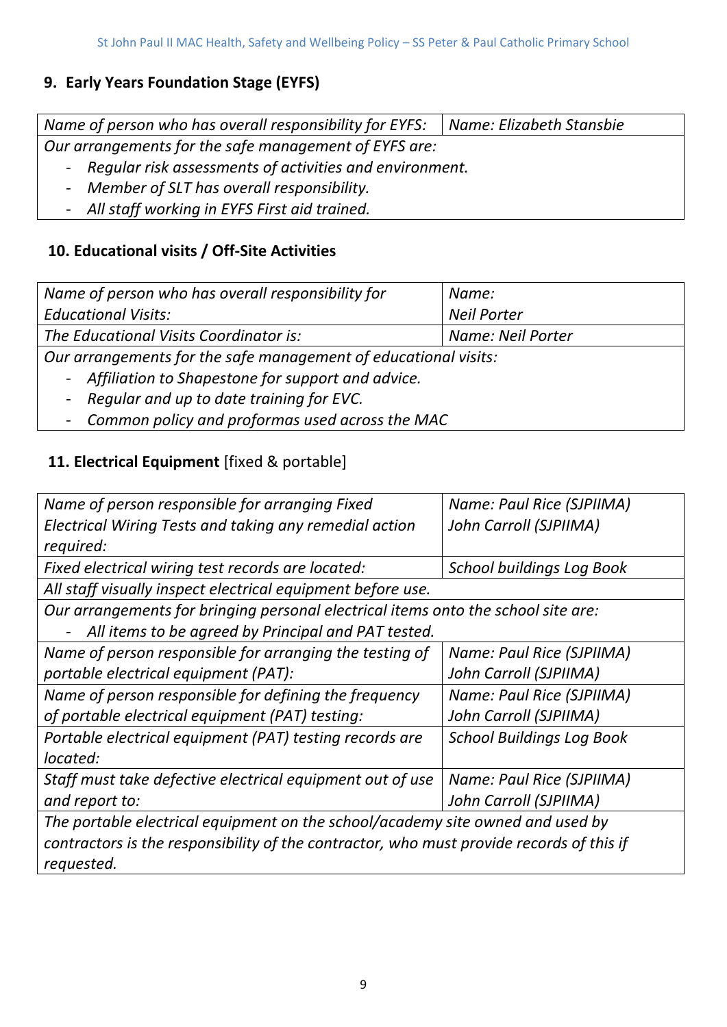## 9. Early Years Foundation Stage (EYFS)

| | |
|---|---|
| *Name of person who has overall responsibility for EYFS:* | *Name: Elizabeth Stansbie* |
| *Our arrangements for the safe management of EYFS are:*<br>- *Regular risk assessments of activities and environment.*<br>- *Member of SLT has overall responsibility.*<br>- *All staff working in EYFS First aid trained.* | |

## 10. Educational visits / Off-Site Activities

| | |
|---|---|
| *Name of person who has overall responsibility for Educational Visits:* | *Name:*<br>*Neil Porter* |
| *The Educational Visits Coordinator is:* | *Name: Neil Porter* |
| *Our arrangements for the safe management of educational visits:*<br>- *Affiliation to Shapestone for support and advice.*<br>- *Regular and up to date training for EVC.*<br>- *Common policy and proformas used across the MAC* | |

## 11. Electrical Equipment [fixed & portable]

| | |
|---|---|
| *Name of person responsible for arranging Fixed Electrical Wiring Tests and taking any remedial action required:* | *Name: Paul Rice (SJPIIMA)*<br>*John Carroll (SJPIIMA)* |
| *Fixed electrical wiring test records are located:* | *School buildings Log Book* |
| *All staff visually inspect electrical equipment before use.* | |
| *Our arrangements for bringing personal electrical items onto the school site are:*<br>- *All items to be agreed by Principal and PAT tested.* | |
| *Name of person responsible for arranging the testing of portable electrical equipment (PAT):* | *Name: Paul Rice (SJPIIMA)*<br>*John Carroll (SJPIIMA)* |
| *Name of person responsible for defining the frequency of portable electrical equipment (PAT) testing:* | *Name: Paul Rice (SJPIIMA)*<br>*John Carroll (SJPIIMA)* |
| *Portable electrical equipment (PAT) testing records are located:* | *School Buildings Log Book* |
| *Staff must take defective electrical equipment out of use and report to:* | *Name: Paul Rice (SJPIIMA)*<br>*John Carroll (SJPIIMA)* |
| *The portable electrical equipment on the school/academy site owned and used by contractors is the responsibility of the contractor, who must provide records of this if requested.* | |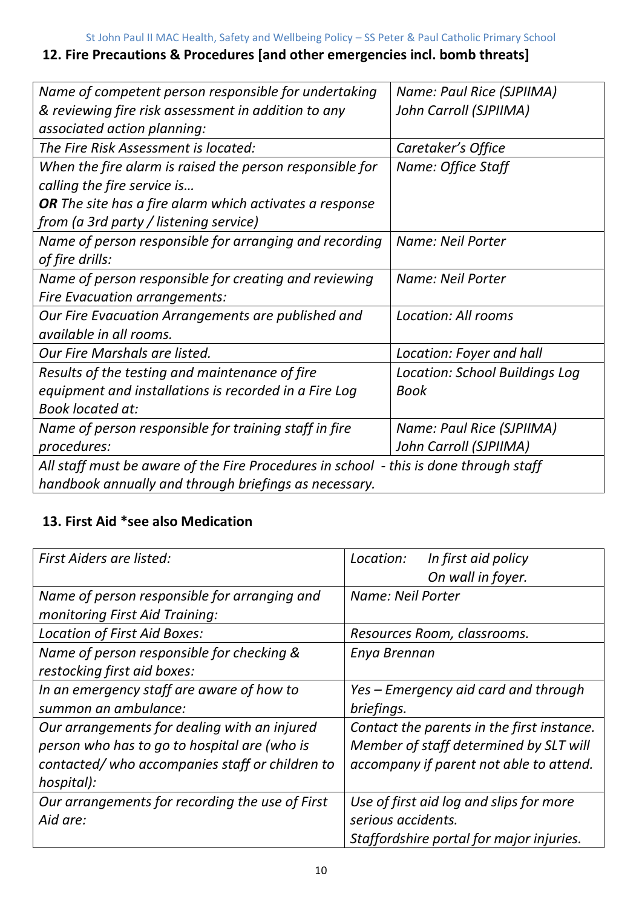## 12. Fire Precautions & Procedures [and other emergencies incl. bomb threats]

| | |
|---|---|
| *Name of competent person responsible for undertaking & reviewing fire risk assessment in addition to any associated action planning:* | *Name: Paul Rice (SJPIIMA)*<br>*John Carroll (SJPIIMA)* |
| *The Fire Risk Assessment is located:* | *Caretaker's Office* |
| *When the fire alarm is raised the person responsible for calling the fire service is…*<br>***OR** The site has a fire alarm which activates a response from (a 3rd party / listening service)* | *Name: Office Staff* |
| *Name of person responsible for arranging and recording of fire drills:* | *Name: Neil Porter* |
| *Name of person responsible for creating and reviewing Fire Evacuation arrangements:* | *Name: Neil Porter* |
| *Our Fire Evacuation Arrangements are published and available in all rooms.* | *Location: All rooms* |
| *Our Fire Marshals are listed.* | *Location: Foyer and hall* |
| *Results of the testing and maintenance of fire equipment and installations is recorded in a Fire Log Book located at:* | *Location: School Buildings Log Book* |
| *Name of person responsible for training staff in fire procedures:* | *Name: Paul Rice (SJPIIMA)*<br>*John Carroll (SJPIIMA)* |
| *All staff must be aware of the Fire Procedures in school - this is done through staff handbook annually and through briefings as necessary.* | |

## 13. First Aid *see also Medication

| | |
|---|---|
| *First Aiders are listed:* | *Location: In first aid policy*<br>*On wall in foyer.* |
| *Name of person responsible for arranging and monitoring First Aid Training:* | *Name: Neil Porter* |
| *Location of First Aid Boxes:* | *Resources Room, classrooms.* |
| *Name of person responsible for checking & restocking first aid boxes:* | *Enya Brennan* |
| *In an emergency staff are aware of how to summon an ambulance:* | *Yes – Emergency aid card and through briefings.* |
| *Our arrangements for dealing with an injured person who has to go to hospital are (who is contacted/ who accompanies staff or children to hospital):* | *Contact the parents in the first instance. Member of staff determined by SLT will accompany if parent not able to attend.* |
| *Our arrangements for recording the use of First Aid are:* | *Use of first aid log and slips for more serious accidents.*<br>*Staffordshire portal for major injuries.* |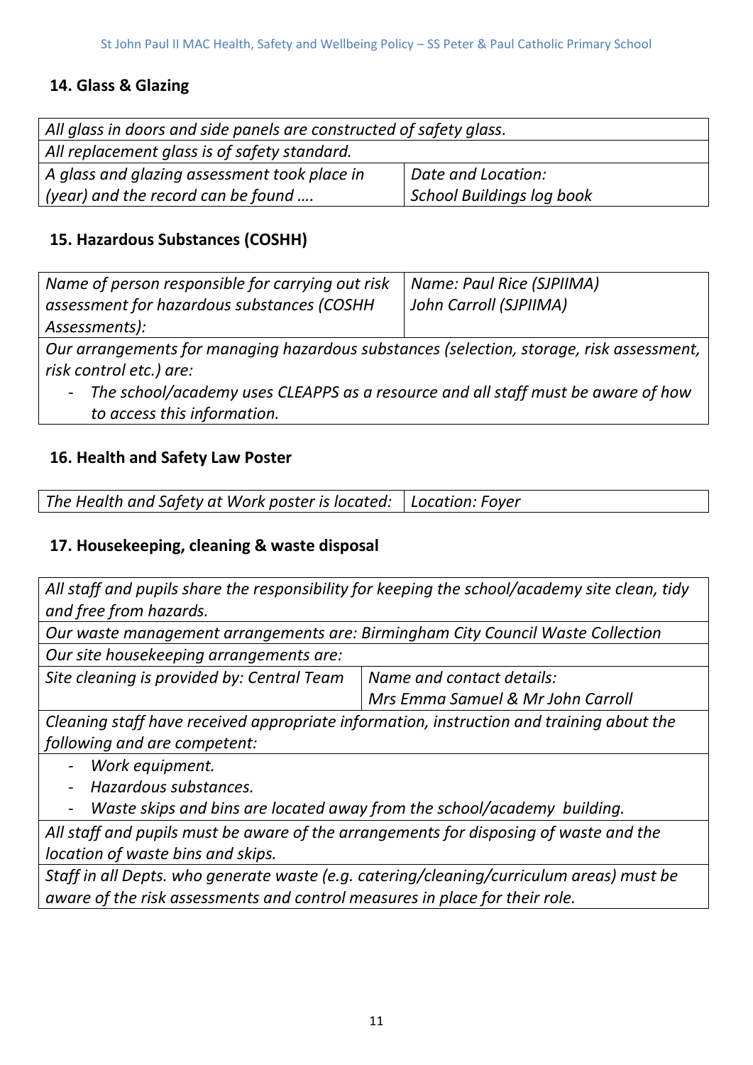## 14. Glass & Glazing

| | |
|---|---|
| *All glass in doors and side panels are constructed of safety glass.* | |
| *All replacement glass is of safety standard.* | |
| *A glass and glazing assessment took place in (year) and the record can be found ….* | *Date and Location: School Buildings log book* |

## 15. Hazardous Substances (COSHH)

| | |
|---|---|
| *Name of person responsible for carrying out risk assessment for hazardous substances (COSHH Assessments):* | *Name: Paul Rice (SJPIIMA) John Carroll (SJPIIMA)* |
| *Our arrangements for managing hazardous substances (selection, storage, risk assessment, risk control etc.) are:* <br> - *The school/academy uses CLEAPPS as a resource and all staff must be aware of how to access this information.* | |

## 16. Health and Safety Law Poster

| | |
|---|---|
| *The Health and Safety at Work poster is located:* | *Location: Foyer* |

## 17. Housekeeping, cleaning & waste disposal

| | |
|---|---|
| *All staff and pupils share the responsibility for keeping the school/academy site clean, tidy and free from hazards.* | |
| *Our waste management arrangements are: Birmingham City Council Waste Collection* | |
| *Our site housekeeping arrangements are:* | |
| *Site cleaning is provided by: Central Team* | *Name and contact details: Mrs Emma Samuel & Mr John Carroll* |
| *Cleaning staff have received appropriate information, instruction and training about the following and are competent:* | |
| - *Work equipment.* <br> - *Hazardous substances.* <br> - *Waste skips and bins are located away from the school/academy building.* | |
| *All staff and pupils must be aware of the arrangements for disposing of waste and the location of waste bins and skips.* | |
| *Staff in all Depts. who generate waste (e.g. catering/cleaning/curriculum areas) must be aware of the risk assessments and control measures in place for their role.* | |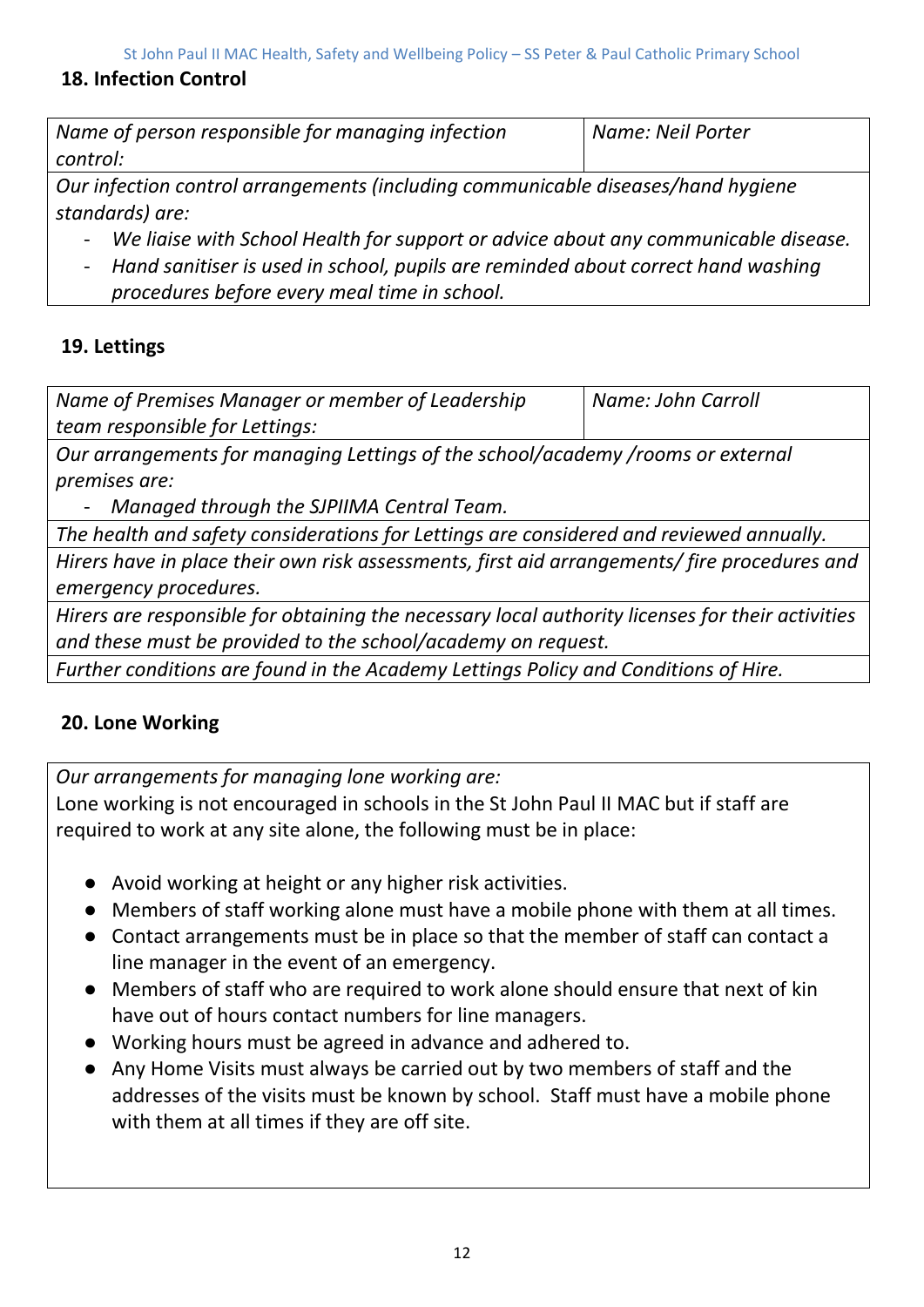## 18. Infection Control

| | |
|---|---|
| *Name of person responsible for managing infection control:* | *Name: Neil Porter* |
| *Our infection control arrangements (including communicable diseases/hand hygiene standards) are:*<br>- *We liaise with School Health for support or advice about any communicable disease.*<br>- *Hand sanitiser is used in school, pupils are reminded about correct hand washing procedures before every meal time in school.* | |

## 19. Lettings

| | |
|---|---|
| *Name of Premises Manager or member of Leadership team responsible for Lettings:* | *Name: John Carroll* |
| *Our arrangements for managing Lettings of the school/academy /rooms or external premises are:*<br>- *Managed through the SJPIIMA Central Team.* | |
| *The health and safety considerations for Lettings are considered and reviewed annually.* | |
| *Hirers have in place their own risk assessments, first aid arrangements/ fire procedures and emergency procedures.* | |
| *Hirers are responsible for obtaining the necessary local authority licenses for their activities and these must be provided to the school/academy on request.* | |
| *Further conditions are found in the Academy Lettings Policy and Conditions of Hire.* | |

## 20. Lone Working

*Our arrangements for managing lone working are:*

Lone working is not encouraged in schools in the St John Paul II MAC but if staff are required to work at any site alone, the following must be in place:

- Avoid working at height or any higher risk activities.
- Members of staff working alone must have a mobile phone with them at all times.
- Contact arrangements must be in place so that the member of staff can contact a line manager in the event of an emergency.
- Members of staff who are required to work alone should ensure that next of kin have out of hours contact numbers for line managers.
- Working hours must be agreed in advance and adhered to.
- Any Home Visits must always be carried out by two members of staff and the addresses of the visits must be known by school. Staff must have a mobile phone with them at all times if they are off site.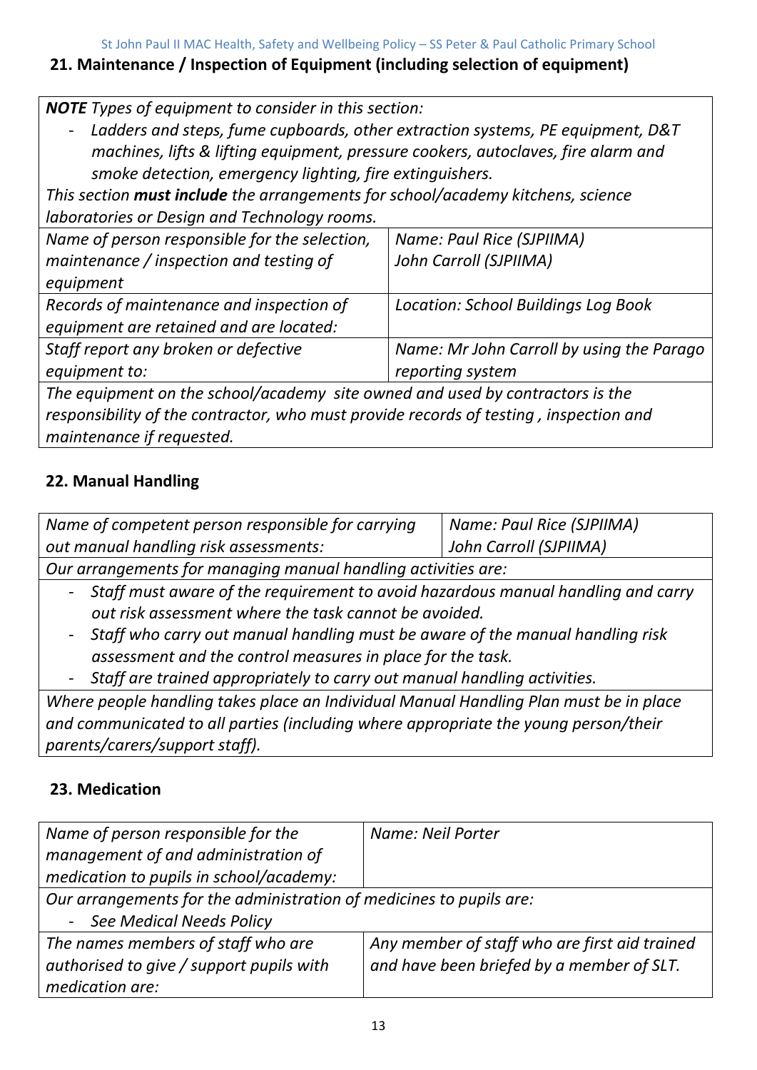## 21. Maintenance / Inspection of Equipment (including selection of equipment)

| | |
|---|---|
| ***NOTE** Types of equipment to consider in this section:*<br>- *Ladders and steps, fume cupboards, other extraction systems, PE equipment, D&T machines, lifts & lifting equipment, pressure cookers, autoclaves, fire alarm and smoke detection, emergency lighting, fire extinguishers.*<br>*This section **must include** the arrangements for school/academy kitchens, science laboratories or Design and Technology rooms.* | |
| *Name of person responsible for the selection, maintenance / inspection and testing of equipment* | *Name: Paul Rice (SJPIIMA)*<br>*John Carroll (SJPIIMA)* |
| *Records of maintenance and inspection of equipment are retained and are located:* | *Location: School Buildings Log Book* |
| *Staff report any broken or defective equipment to:* | *Name: Mr John Carroll by using the Parago reporting system* |
| *The equipment on the school/academy site owned and used by contractors is the responsibility of the contractor, who must provide records of testing , inspection and maintenance if requested.* | |

## 22. Manual Handling

| | |
|---|---|
| *Name of competent person responsible for carrying out manual handling risk assessments:* | *Name: Paul Rice (SJPIIMA)*<br>*John Carroll (SJPIIMA)* |
| *Our arrangements for managing manual handling activities are:*<br>- *Staff must aware of the requirement to avoid hazardous manual handling and carry out risk assessment where the task cannot be avoided.*<br>- *Staff who carry out manual handling must be aware of the manual handling risk assessment and the control measures in place for the task.*<br>- *Staff are trained appropriately to carry out manual handling activities.* | |
| *Where people handling takes place an Individual Manual Handling Plan must be in place and communicated to all parties (including where appropriate the young person/their parents/carers/support staff).* | |

## 23. Medication

| | |
|---|---|
| *Name of person responsible for the management of and administration of medication to pupils in school/academy:* | *Name: Neil Porter* |
| *Our arrangements for the administration of medicines to pupils are:*<br>- *See Medical Needs Policy* | |
| *The names members of staff who are authorised to give / support pupils with medication are:* | *Any member of staff who are first aid trained and have been briefed by a member of SLT.* |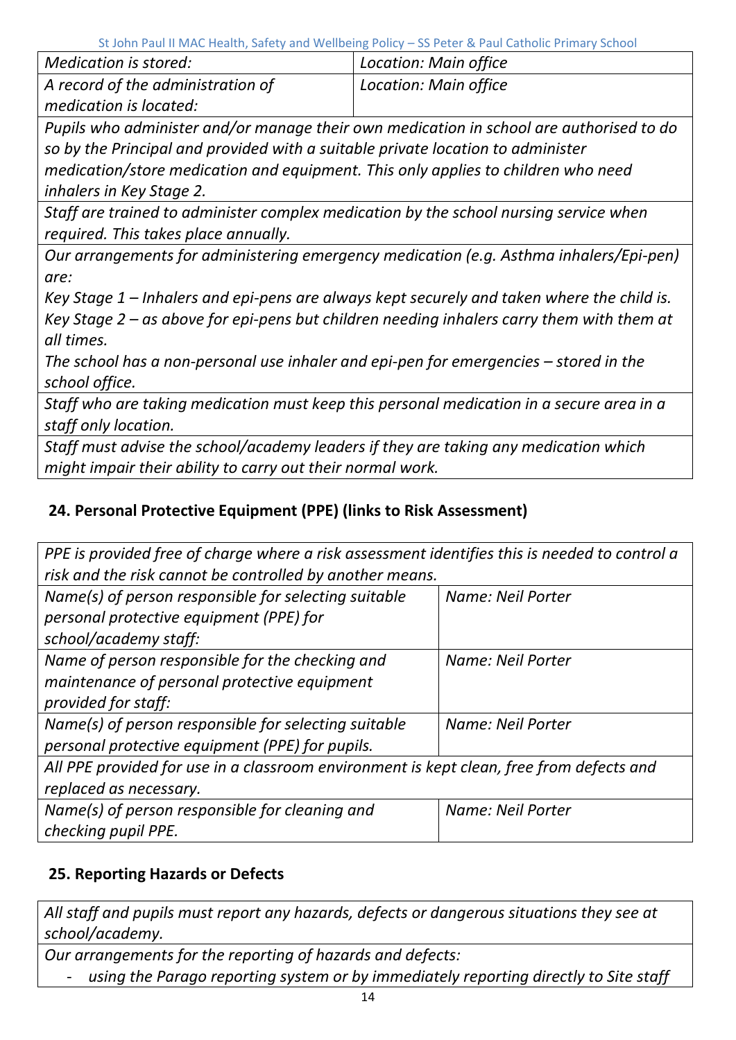| | |
|---|---|
| *Medication is stored:* | *Location: Main office* |
| *A record of the administration of medication is located:* | *Location: Main office* |

*Pupils who administer and/or manage their own medication in school are authorised to do so by the Principal and provided with a suitable private location to administer medication/store medication and equipment. This only applies to children who need inhalers in Key Stage 2.*

*Staff are trained to administer complex medication by the school nursing service when required. This takes place annually.*

*Our arrangements for administering emergency medication (e.g. Asthma inhalers/Epi-pen) are:*
*Key Stage 1 – Inhalers and epi-pens are always kept securely and taken where the child is.*
*Key Stage 2 – as above for epi-pens but children needing inhalers carry them with them at all times.*
*The school has a non-personal use inhaler and epi-pen for emergencies – stored in the school office.*

*Staff who are taking medication must keep this personal medication in a secure area in a staff only location.*

*Staff must advise the school/academy leaders if they are taking any medication which might impair their ability to carry out their normal work.*

## 24. Personal Protective Equipment (PPE) (links to Risk Assessment)

*PPE is provided free of charge where a risk assessment identifies this is needed to control a risk and the risk cannot be controlled by another means.*

| | |
|---|---|
| *Name(s) of person responsible for selecting suitable personal protective equipment (PPE) for school/academy staff:* | *Name: Neil Porter* |
| *Name of person responsible for the checking and maintenance of personal protective equipment provided for staff:* | *Name: Neil Porter* |
| *Name(s) of person responsible for selecting suitable personal protective equipment (PPE) for pupils.* | *Name: Neil Porter* |

*All PPE provided for use in a classroom environment is kept clean, free from defects and replaced as necessary.*

| | |
|---|---|
| *Name(s) of person responsible for cleaning and checking pupil PPE.* | *Name: Neil Porter* |

## 25. Reporting Hazards or Defects

*All staff and pupils must report any hazards, defects or dangerous situations they see at school/academy.*

*Our arrangements for the reporting of hazards and defects:*

- *using the Parago reporting system or by immediately reporting directly to Site staff*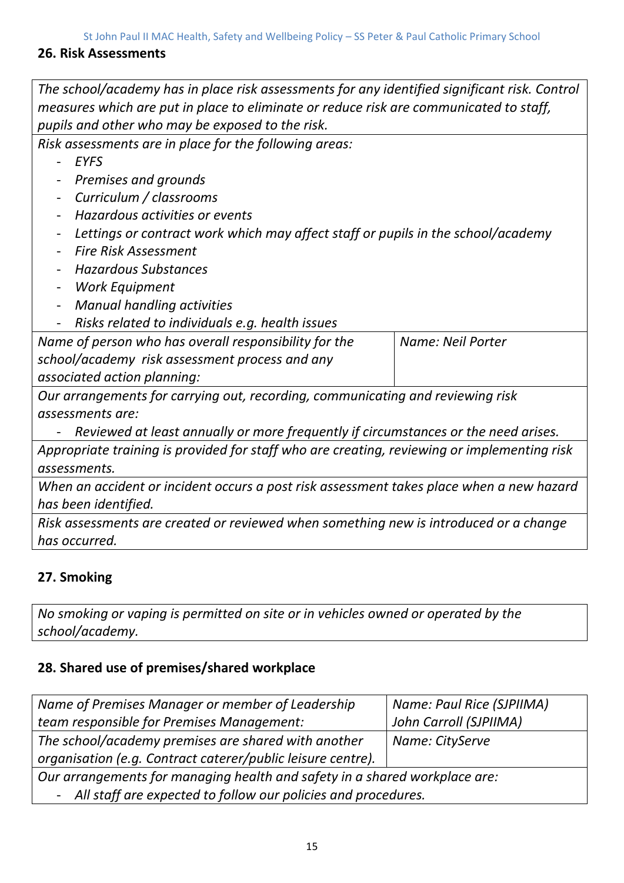## 26. Risk Assessments

| | |
|---|---|
| *The school/academy has in place risk assessments for any identified significant risk. Control measures which are put in place to eliminate or reduce risk are communicated to staff, pupils and other who may be exposed to the risk.* | |
| *Risk assessments are in place for the following areas:*<br>- *EYFS*<br>- *Premises and grounds*<br>- *Curriculum / classrooms*<br>- *Hazardous activities or events*<br>- *Lettings or contract work which may affect staff or pupils in the school/academy*<br>- *Fire Risk Assessment*<br>- *Hazardous Substances*<br>- *Work Equipment*<br>- *Manual handling activities*<br>- *Risks related to individuals e.g. health issues* | |
| *Name of person who has overall responsibility for the school/academy risk assessment process and any associated action planning:* | *Name: Neil Porter* |
| *Our arrangements for carrying out, recording, communicating and reviewing risk assessments are:*<br>- *Reviewed at least annually or more frequently if circumstances or the need arises.* | |
| *Appropriate training is provided for staff who are creating, reviewing or implementing risk assessments.* | |
| *When an accident or incident occurs a post risk assessment takes place when a new hazard has been identified.* | |
| *Risk assessments are created or reviewed when something new is introduced or a change has occurred.* | |

## 27. Smoking

*No smoking or vaping is permitted on site or in vehicles owned or operated by the school/academy.*

## 28. Shared use of premises/shared workplace

| | |
|---|---|
| *Name of Premises Manager or member of Leadership team responsible for Premises Management:* | *Name: Paul Rice (SJPIIMA)*<br>*John Carroll (SJPIIMA)* |
| *The school/academy premises are shared with another organisation (e.g. Contract caterer/public leisure centre).* | *Name: CityServe* |
| *Our arrangements for managing health and safety in a shared workplace are:*<br>- *All staff are expected to follow our policies and procedures.* | |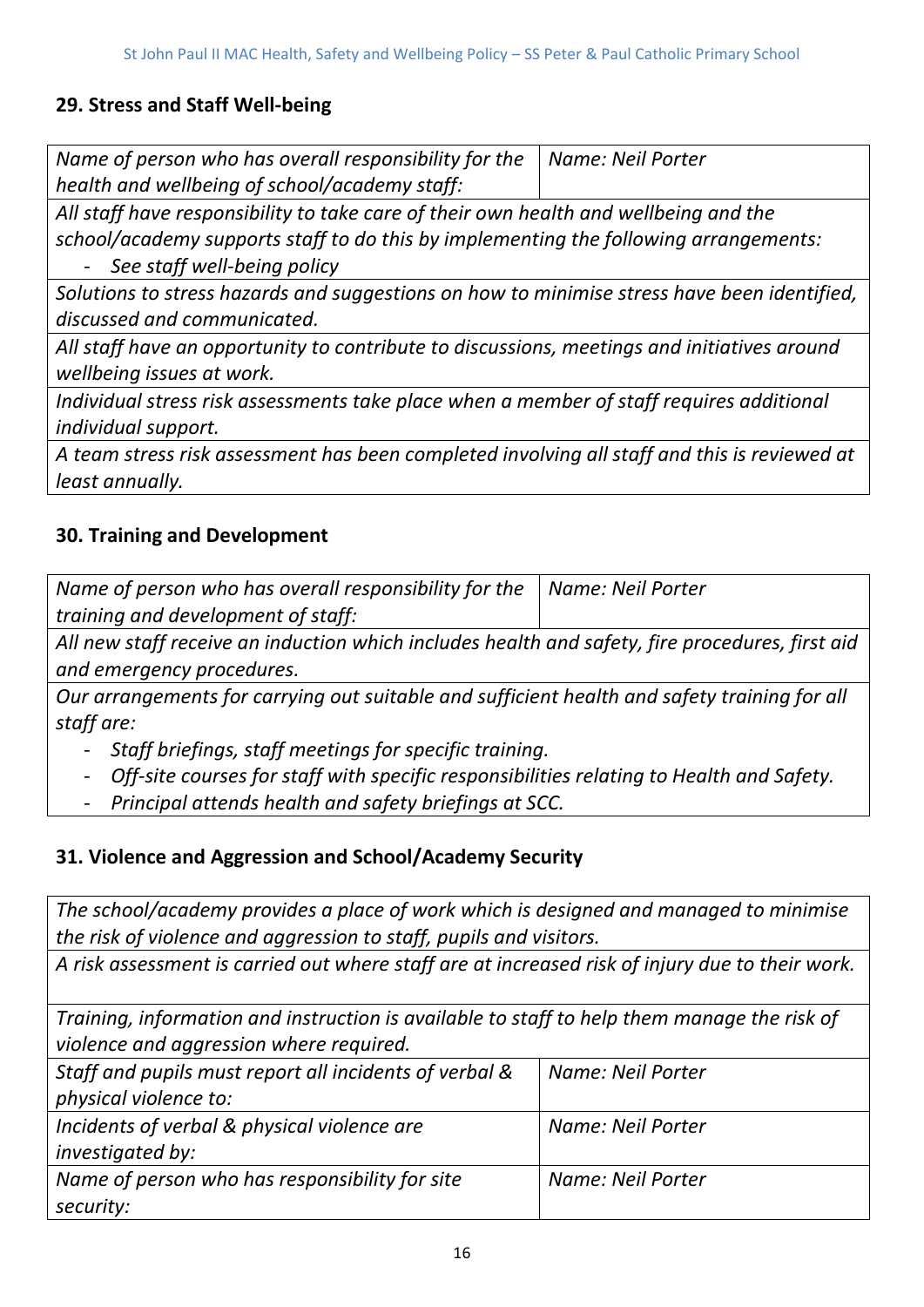## 29. Stress and Staff Well-being

| | |
|---|---|
| *Name of person who has overall responsibility for the health and wellbeing of school/academy staff:* | *Name: Neil Porter* |
| *All staff have responsibility to take care of their own health and wellbeing and the school/academy supports staff to do this by implementing the following arrangements:*<br>- *See staff well-being policy* | |
| *Solutions to stress hazards and suggestions on how to minimise stress have been identified, discussed and communicated.* | |
| *All staff have an opportunity to contribute to discussions, meetings and initiatives around wellbeing issues at work.* | |
| *Individual stress risk assessments take place when a member of staff requires additional individual support.* | |
| *A team stress risk assessment has been completed involving all staff and this is reviewed at least annually.* | |

## 30. Training and Development

| | |
|---|---|
| *Name of person who has overall responsibility for the training and development of staff:* | *Name: Neil Porter* |
| *All new staff receive an induction which includes health and safety, fire procedures, first aid and emergency procedures.* | |
| *Our arrangements for carrying out suitable and sufficient health and safety training for all staff are:*<br>- *Staff briefings, staff meetings for specific training.*<br>- *Off-site courses for staff with specific responsibilities relating to Health and Safety.*<br>- *Principal attends health and safety briefings at SCC.* | |

## 31. Violence and Aggression and School/Academy Security

| | |
|---|---|
| *The school/academy provides a place of work which is designed and managed to minimise the risk of violence and aggression to staff, pupils and visitors.* | |
| *A risk assessment is carried out where staff are at increased risk of injury due to their work.* | |
| *Training, information and instruction is available to staff to help them manage the risk of violence and aggression where required.* | |
| *Staff and pupils must report all incidents of verbal & physical violence to:* | *Name: Neil Porter* |
| *Incidents of verbal & physical violence are investigated by:* | *Name: Neil Porter* |
| *Name of person who has responsibility for site security:* | *Name: Neil Porter* |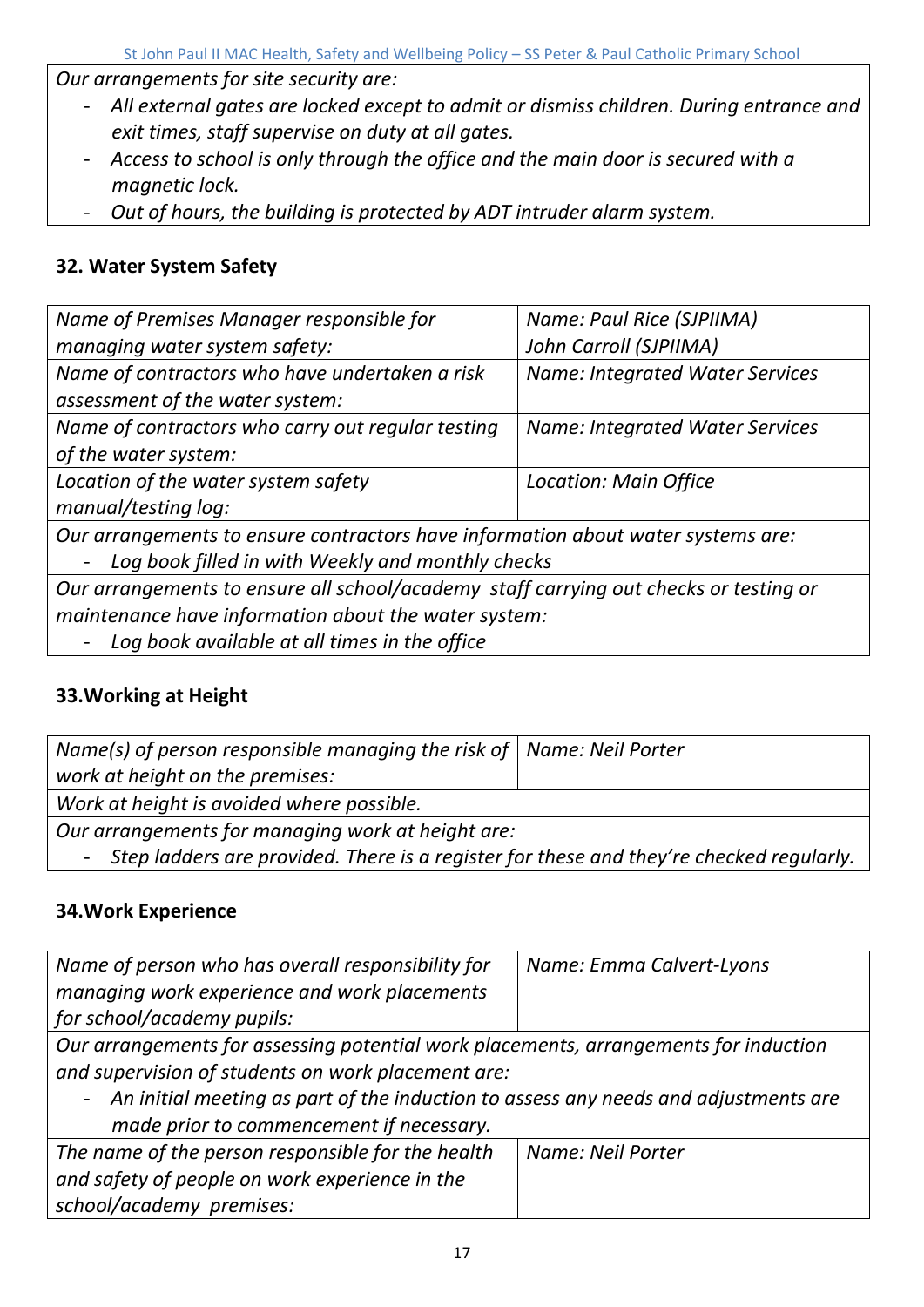*Our arrangements for site security are:*

- *All external gates are locked except to admit or dismiss children. During entrance and exit times, staff supervise on duty at all gates.*
- *Access to school is only through the office and the main door is secured with a magnetic lock.*
- *Out of hours, the building is protected by ADT intruder alarm system.*

## 32. Water System Safety

| | |
|---|---|
| *Name of Premises Manager responsible for managing water system safety:* | *Name: Paul Rice (SJPIIMA) John Carroll (SJPIIMA)* |
| *Name of contractors who have undertaken a risk assessment of the water system:* | *Name: Integrated Water Services* |
| *Name of contractors who carry out regular testing of the water system:* | *Name: Integrated Water Services* |
| *Location of the water system safety manual/testing log:* | *Location: Main Office* |
| *Our arrangements to ensure contractors have information about water systems are:* - *Log book filled in with Weekly and monthly checks* | |
| *Our arrangements to ensure all school/academy staff carrying out checks or testing or maintenance have information about the water system:* - *Log book available at all times in the office* | |

## 33. Working at Height

| | |
|---|---|
| *Name(s) of person responsible managing the risk of work at height on the premises:* | *Name: Neil Porter* |
| *Work at height is avoided where possible.* | |
| *Our arrangements for managing work at height are:* - *Step ladders are provided. There is a register for these and they're checked regularly.* | |

## 34. Work Experience

| | |
|---|---|
| *Name of person who has overall responsibility for managing work experience and work placements for school/academy pupils:* | *Name: Emma Calvert-Lyons* |
| *Our arrangements for assessing potential work placements, arrangements for induction and supervision of students on work placement are:* - *An initial meeting as part of the induction to assess any needs and adjustments are made prior to commencement if necessary.* | |
| *The name of the person responsible for the health and safety of people on work experience in the school/academy premises:* | *Name: Neil Porter* |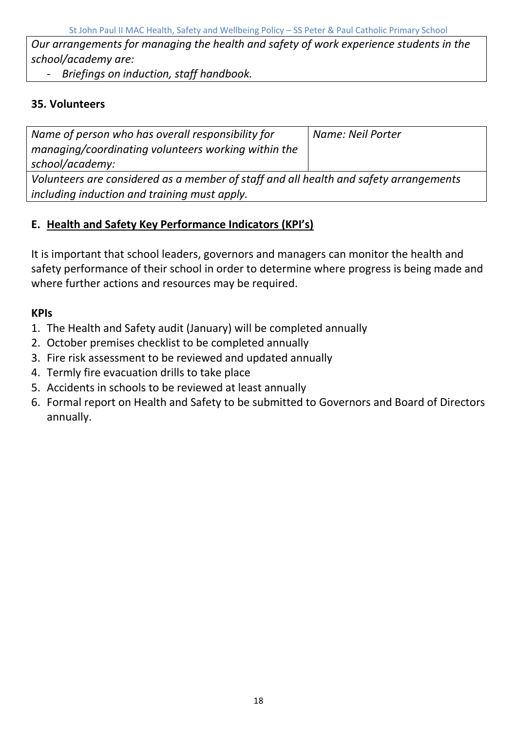*Our arrangements for managing the health and safety of work experience students in the school/academy are:*

- *Briefings on induction, staff handbook.*

### 35. Volunteers

| | |
|---|---|
| *Name of person who has overall responsibility for managing/coordinating volunteers working within the school/academy:* | *Name: Neil Porter* |
| *Volunteers are considered as a member of staff and all health and safety arrangements including induction and training must apply.* | |

## E. Health and Safety Key Performance Indicators (KPI's)

It is important that school leaders, governors and managers can monitor the health and safety performance of their school in order to determine where progress is being made and where further actions and resources may be required.

### KPIs

1. The Health and Safety audit (January) will be completed annually
2. October premises checklist to be completed annually
3. Fire risk assessment to be reviewed and updated annually
4. Termly fire evacuation drills to take place
5. Accidents in schools to be reviewed at least annually
6. Formal report on Health and Safety to be submitted to Governors and Board of Directors annually.